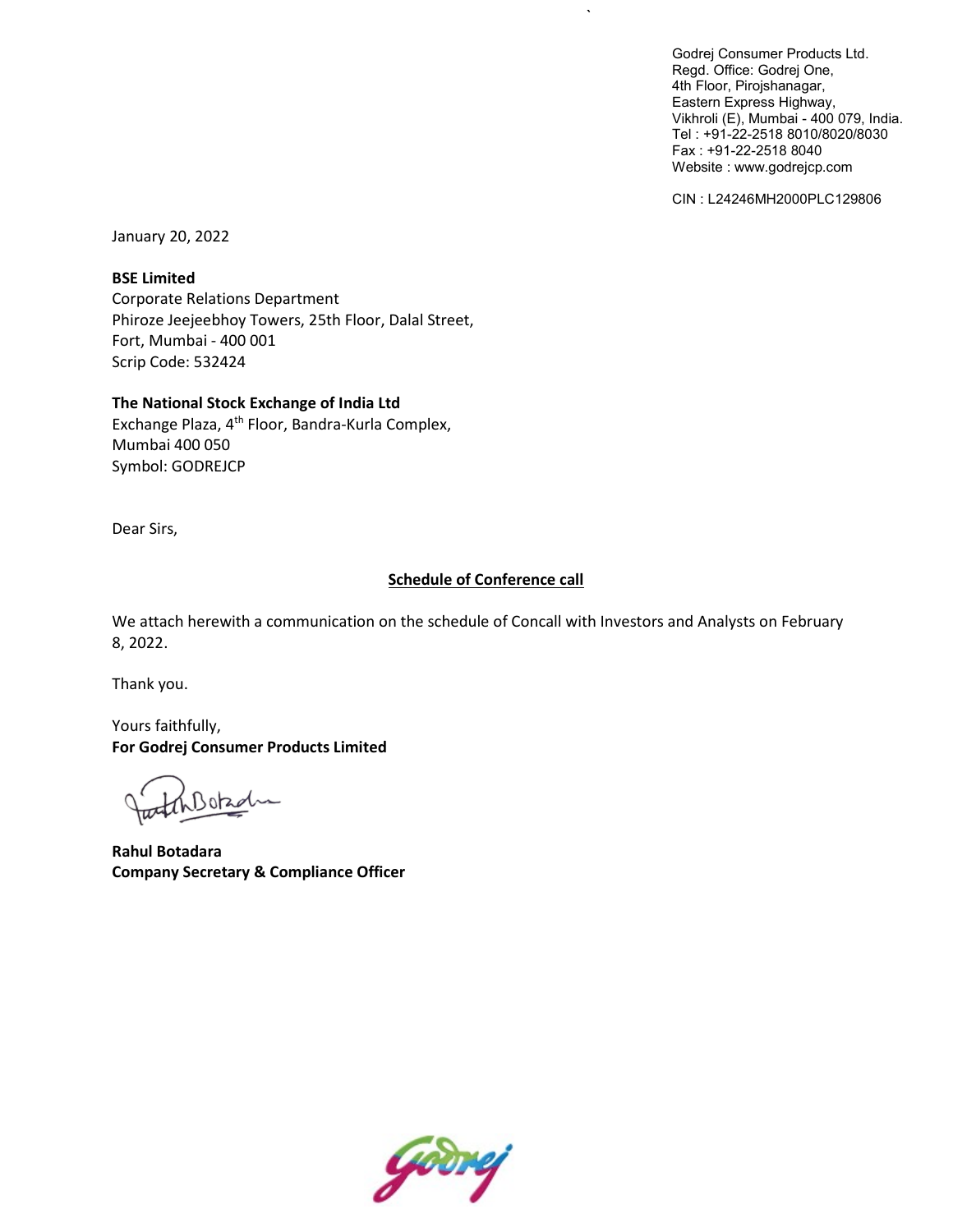Godrej Consumer Products Ltd.
Regd. Office: Godrej One,
4th Floor, Pirojshanagar,
Eastern Express Highway,
Vikhroli (E), Mumbai - 400 079, India.
Tel : +91-22-2518 8010/8020/8030
Fax : +91-22-2518 8040
Website : www.godrejcp.com

CIN : L24246MH2000PLC129806

January 20, 2022

**BSE Limited**
Corporate Relations Department
Phiroze Jeejeebhoy Towers, 25th Floor, Dalal Street,
Fort, Mumbai - 400 001
Scrip Code: 532424

**The National Stock Exchange of India Ltd**
Exchange Plaza, 4th Floor, Bandra-Kurla Complex,
Mumbai 400 050
Symbol: GODREJCP

Dear Sirs,

**Schedule of Conference call**

We attach herewith a communication on the schedule of Concall with Investors and Analysts on February 8, 2022.

Thank you.

Yours faithfully,
**For Godrej Consumer Products Limited**

**Rahul Botadara**
**Company Secretary & Compliance Officer**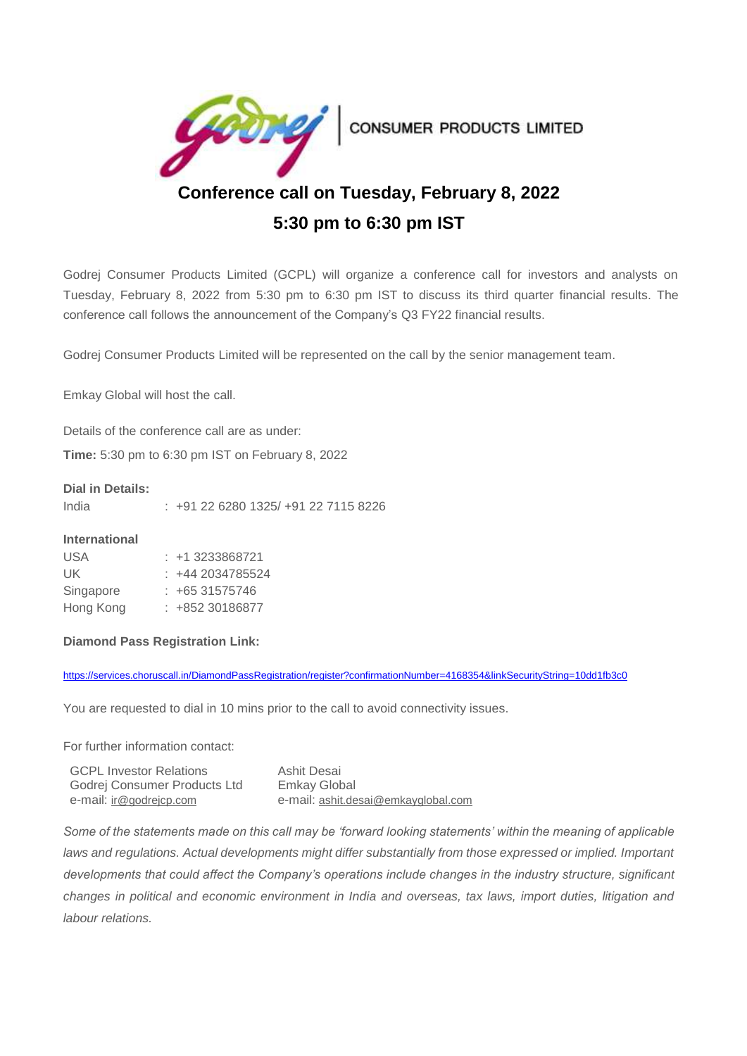CONSUMER PRODUCTS LIMITED

# Conference call on Tuesday, February 8, 2022

## 5:30 pm to 6:30 pm IST

Godrej Consumer Products Limited (GCPL) will organize a conference call for investors and analysts on Tuesday, February 8, 2022 from 5:30 pm to 6:30 pm IST to discuss its third quarter financial results. The conference call follows the announcement of the Company's Q3 FY22 financial results.

Godrej Consumer Products Limited will be represented on the call by the senior management team.

Emkay Global will host the call.

Details of the conference call are as under:

**Time:** 5:30 pm to 6:30 pm IST on February 8, 2022

**Dial in Details:**

| | |
|---|---|
| India | : +91 22 6280 1325/ +91 22 7115 8226 |

**International**

| | |
|---|---|
| USA | : +1 3233868721 |
| UK | : +44 2034785524 |
| Singapore | : +65 31575746 |
| Hong Kong | : +852 30186877 |

**Diamond Pass Registration Link:**

https://services.choruscall.in/DiamondPassRegistration/register?confirmationNumber=4168354&linkSecurityString=10dd1fb3c0

You are requested to dial in 10 mins prior to the call to avoid connectivity issues.

For further information contact:

| | |
|---|---|
| GCPL Investor Relations | Ashit Desai |
| Godrej Consumer Products Ltd | Emkay Global |
| e-mail: ir@godrejcp.com | e-mail: ashit.desai@emkayglobal.com |

*Some of the statements made on this call may be 'forward looking statements' within the meaning of applicable laws and regulations. Actual developments might differ substantially from those expressed or implied. Important developments that could affect the Company's operations include changes in the industry structure, significant changes in political and economic environment in India and overseas, tax laws, import duties, litigation and labour relations.*